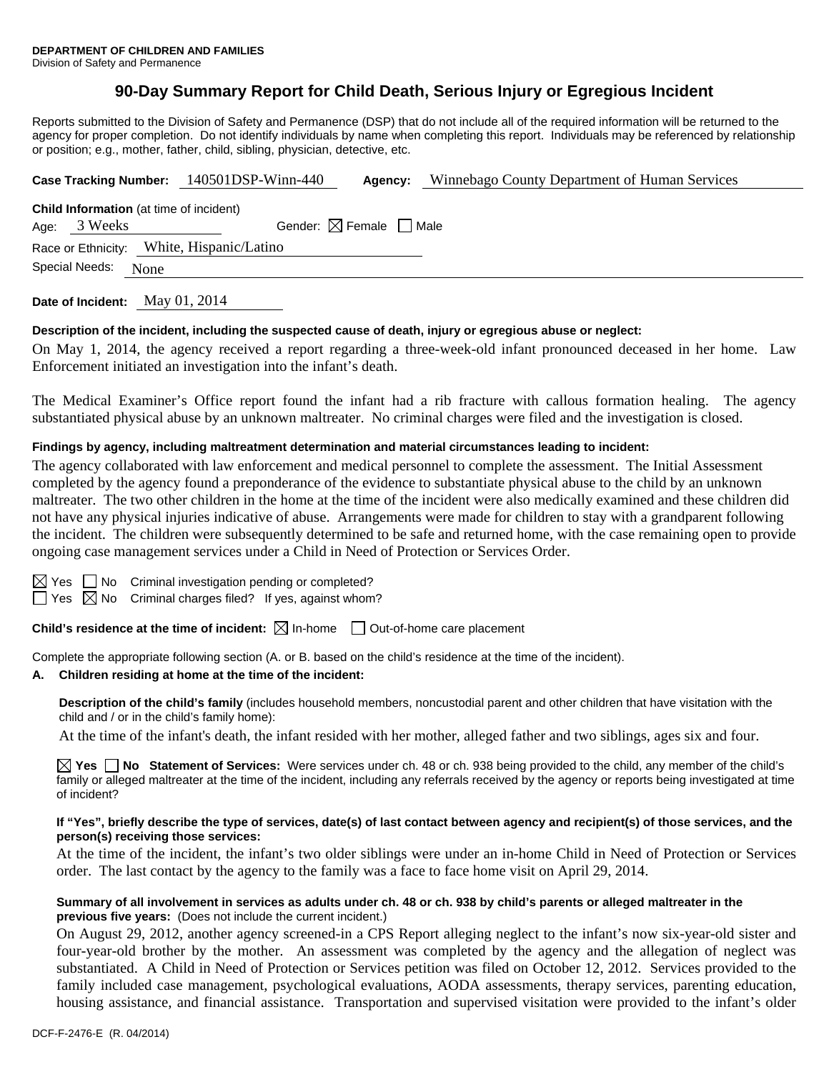**DEPARTMENT OF CHILDREN AND FAMILIES**
Division of Safety and Permanence

# 90-Day Summary Report for Child Death, Serious Injury or Egregious Incident

Reports submitted to the Division of Safety and Permanence (DSP) that do not include all of the required information will be returned to the agency for proper completion. Do not identify individuals by name when completing this report. Individuals may be referenced by relationship or position; e.g., mother, father, child, sibling, physician, detective, etc.

**Case Tracking Number:** 140501DSP-Winn-440 **Agency:** Winnebago County Department of Human Services

**Child Information** (at time of incident)
Age: 3 Weeks Gender: ☒ Female ☐ Male
Race or Ethnicity: White, Hispanic/Latino
Special Needs: None

**Date of Incident:** May 01, 2014

**Description of the incident, including the suspected cause of death, injury or egregious abuse or neglect:**

On May 1, 2014, the agency received a report regarding a three-week-old infant pronounced deceased in her home. Law Enforcement initiated an investigation into the infant's death.

The Medical Examiner's Office report found the infant had a rib fracture with callous formation healing. The agency substantiated physical abuse by an unknown maltreater. No criminal charges were filed and the investigation is closed.

**Findings by agency, including maltreatment determination and material circumstances leading to incident:**

The agency collaborated with law enforcement and medical personnel to complete the assessment. The Initial Assessment completed by the agency found a preponderance of the evidence to substantiate physical abuse to the child by an unknown maltreater. The two other children in the home at the time of the incident were also medically examined and these children did not have any physical injuries indicative of abuse. Arrangements were made for children to stay with a grandparent following the incident. The children were subsequently determined to be safe and returned home, with the case remaining open to provide ongoing case management services under a Child in Need of Protection or Services Order.

☒ Yes ☐ No Criminal investigation pending or completed?
☐ Yes ☒ No Criminal charges filed? If yes, against whom?

**Child's residence at the time of incident:** ☒ In-home ☐ Out-of-home care placement

Complete the appropriate following section (A. or B. based on the child's residence at the time of the incident).

**A. Children residing at home at the time of the incident:**

**Description of the child's family** (includes household members, noncustodial parent and other children that have visitation with the child and / or in the child's family home):

At the time of the infant's death, the infant resided with her mother, alleged father and two siblings, ages six and four.

☒ **Yes** ☐ **No Statement of Services:** Were services under ch. 48 or ch. 938 being provided to the child, any member of the child's family or alleged maltreater at the time of the incident, including any referrals received by the agency or reports being investigated at time of incident?

**If "Yes", briefly describe the type of services, date(s) of last contact between agency and recipient(s) of those services, and the person(s) receiving those services:**

At the time of the incident, the infant's two older siblings were under an in-home Child in Need of Protection or Services order. The last contact by the agency to the family was a face to face home visit on April 29, 2014.

**Summary of all involvement in services as adults under ch. 48 or ch. 938 by child's parents or alleged maltreater in the previous five years:** (Does not include the current incident.)

On August 29, 2012, another agency screened-in a CPS Report alleging neglect to the infant's now six-year-old sister and four-year-old brother by the mother. An assessment was completed by the agency and the allegation of neglect was substantiated. A Child in Need of Protection or Services petition was filed on October 12, 2012. Services provided to the family included case management, psychological evaluations, AODA assessments, therapy services, parenting education, housing assistance, and financial assistance. Transportation and supervised visitation were provided to the infant's older

DCF-F-2476-E (R. 04/2014)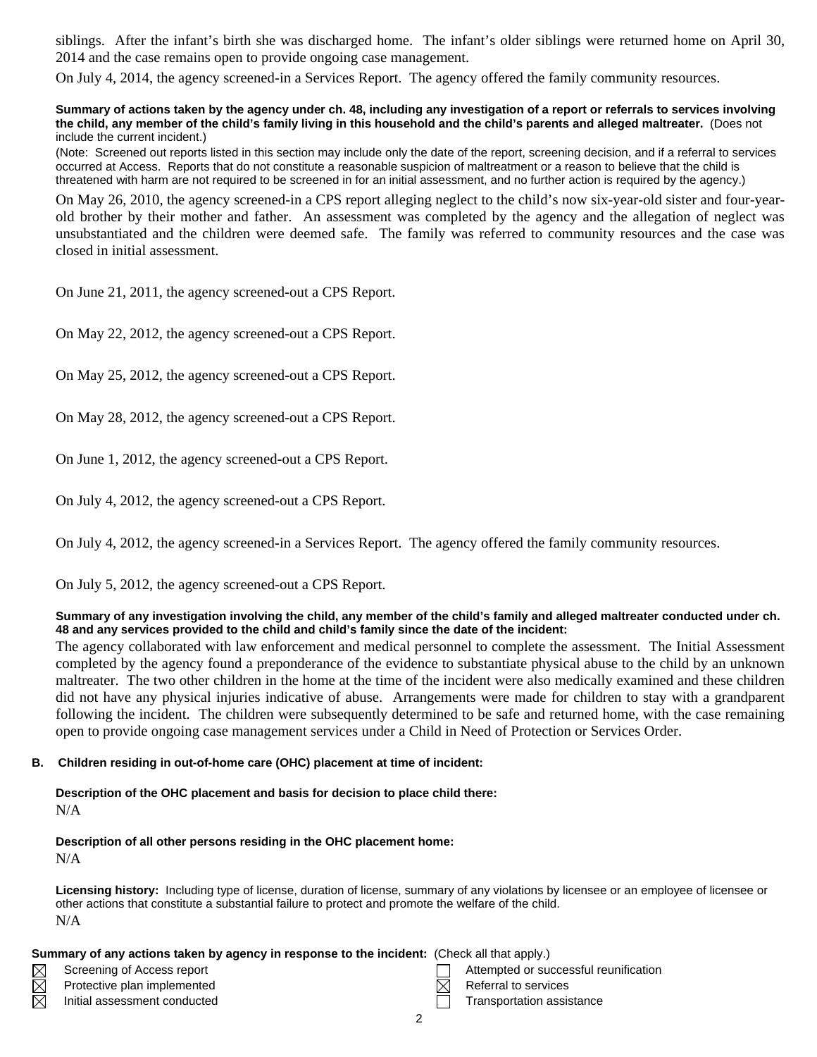siblings. After the infant's birth she was discharged home. The infant's older siblings were returned home on April 30, 2014 and the case remains open to provide ongoing case management.

On July 4, 2014, the agency screened-in a Services Report. The agency offered the family community resources.

**Summary of actions taken by the agency under ch. 48, including any investigation of a report or referrals to services involving the child, any member of the child's family living in this household and the child's parents and alleged maltreater.** (Does not include the current incident.)

(Note: Screened out reports listed in this section may include only the date of the report, screening decision, and if a referral to services occurred at Access. Reports that do not constitute a reasonable suspicion of maltreatment or a reason to believe that the child is threatened with harm are not required to be screened in for an initial assessment, and no further action is required by the agency.)

On May 26, 2010, the agency screened-in a CPS report alleging neglect to the child's now six-year-old sister and four-year-old brother by their mother and father. An assessment was completed by the agency and the allegation of neglect was unsubstantiated and the children were deemed safe. The family was referred to community resources and the case was closed in initial assessment.

On June 21, 2011, the agency screened-out a CPS Report.

On May 22, 2012, the agency screened-out a CPS Report.

On May 25, 2012, the agency screened-out a CPS Report.

On May 28, 2012, the agency screened-out a CPS Report.

On June 1, 2012, the agency screened-out a CPS Report.

On July 4, 2012, the agency screened-out a CPS Report.

On July 4, 2012, the agency screened-in a Services Report. The agency offered the family community resources.

On July 5, 2012, the agency screened-out a CPS Report.

**Summary of any investigation involving the child, any member of the child's family and alleged maltreater conducted under ch. 48 and any services provided to the child and child's family since the date of the incident:**

The agency collaborated with law enforcement and medical personnel to complete the assessment. The Initial Assessment completed by the agency found a preponderance of the evidence to substantiate physical abuse to the child by an unknown maltreater. The two other children in the home at the time of the incident were also medically examined and these children did not have any physical injuries indicative of abuse. Arrangements were made for children to stay with a grandparent following the incident. The children were subsequently determined to be safe and returned home, with the case remaining open to provide ongoing case management services under a Child in Need of Protection or Services Order.

**B. Children residing in out-of-home care (OHC) placement at time of incident:**

**Description of the OHC placement and basis for decision to place child there:**

N/A

**Description of all other persons residing in the OHC placement home:**

N/A

**Licensing history:** Including type of license, duration of license, summary of any violations by licensee or an employee of licensee or other actions that constitute a substantial failure to protect and promote the welfare of the child.

N/A

**Summary of any actions taken by agency in response to the incident:** (Check all that apply.)

- ☒ Screening of Access report
- ☒ Protective plan implemented
- ☒ Initial assessment conducted
- ☐ Attempted or successful reunification
- ☒ Referral to services
- ☐ Transportation assistance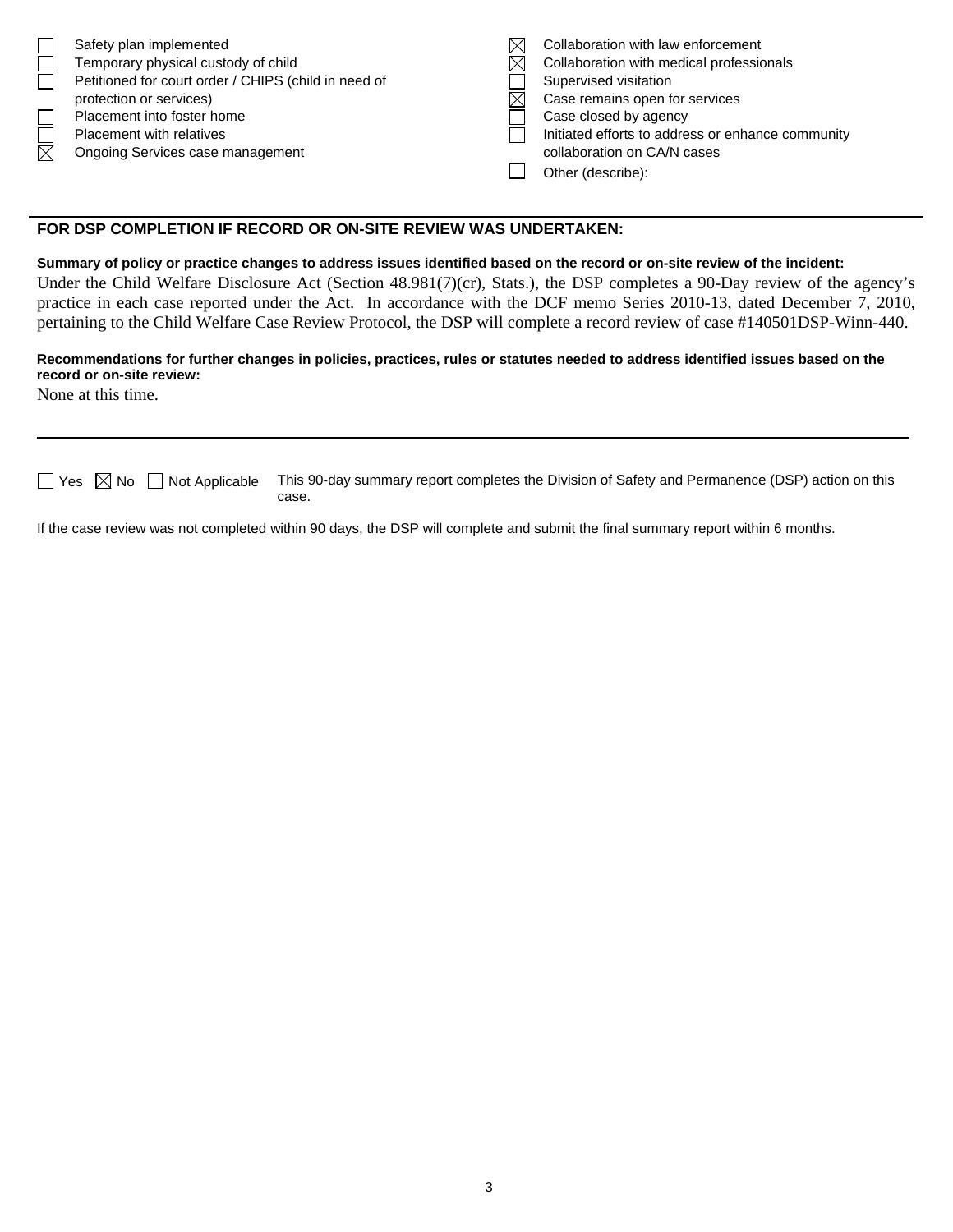- [ ] Safety plan implemented
- [ ] Temporary physical custody of child
- [ ] Petitioned for court order / CHIPS (child in need of protection or services)
- [ ] Placement into foster home
- [ ] Placement with relatives
- [x] Ongoing Services case management
- [x] Collaboration with law enforcement
- [x] Collaboration with medical professionals
- [ ] Supervised visitation
- [x] Case remains open for services
- [ ] Case closed by agency
- [ ] Initiated efforts to address or enhance community collaboration on CA/N cases
- [ ] Other (describe):

**FOR DSP COMPLETION IF RECORD OR ON-SITE REVIEW WAS UNDERTAKEN:**

**Summary of policy or practice changes to address issues identified based on the record or on-site review of the incident:**

Under the Child Welfare Disclosure Act (Section 48.981(7)(cr), Stats.), the DSP completes a 90-Day review of the agency's practice in each case reported under the Act. In accordance with the DCF memo Series 2010-13, dated December 7, 2010, pertaining to the Child Welfare Case Review Protocol, the DSP will complete a record review of case #140501DSP-Winn-440.

**Recommendations for further changes in policies, practices, rules or statutes needed to address identified issues based on the record or on-site review:**

None at this time.

---

☐ Yes ☒ No ☐ Not Applicable This 90-day summary report completes the Division of Safety and Permanence (DSP) action on this case.

If the case review was not completed within 90 days, the DSP will complete and submit the final summary report within 6 months.